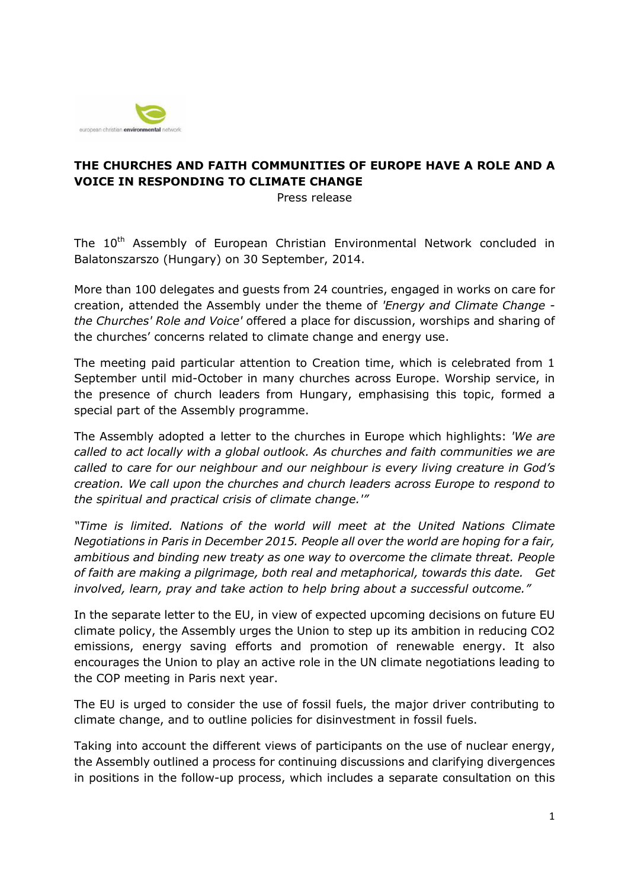european christian **environmental** network

**THE CHURCHES AND FAITH COMMUNITIES OF EUROPE HAVE A ROLE AND A VOICE IN RESPONDING TO CLIMATE CHANGE**

Press release

The 10th Assembly of European Christian Environmental Network concluded in Balatonszarszo (Hungary) on 30 September, 2014.

More than 100 delegates and guests from 24 countries, engaged in works on care for creation, attended the Assembly under the theme of *'Energy and Climate Change - the Churches' Role and Voice'* offered a place for discussion, worships and sharing of the churches' concerns related to climate change and energy use.

The meeting paid particular attention to Creation time, which is celebrated from 1 September until mid-October in many churches across Europe. Worship service, in the presence of church leaders from Hungary, emphasising this topic, formed a special part of the Assembly programme.

The Assembly adopted a letter to the churches in Europe which highlights: *'We are called to act locally with a global outlook. As churches and faith communities we are called to care for our neighbour and our neighbour is every living creature in God's creation. We call upon the churches and church leaders across Europe to respond to the spiritual and practical crisis of climate change.'"*

*"Time is limited. Nations of the world will meet at the United Nations Climate Negotiations in Paris in December 2015. People all over the world are hoping for a fair, ambitious and binding new treaty as one way to overcome the climate threat. People of faith are making a pilgrimage, both real and metaphorical, towards this date. Get involved, learn, pray and take action to help bring about a successful outcome."*

In the separate letter to the EU, in view of expected upcoming decisions on future EU climate policy, the Assembly urges the Union to step up its ambition in reducing $CO_2$ emissions, energy saving efforts and promotion of renewable energy. It also encourages the Union to play an active role in the UN climate negotiations leading to the COP meeting in Paris next year.

The EU is urged to consider the use of fossil fuels, the major driver contributing to climate change, and to outline policies for disinvestment in fossil fuels.

Taking into account the different views of participants on the use of nuclear energy, the Assembly outlined a process for continuing discussions and clarifying divergences in positions in the follow-up process, which includes a separate consultation on this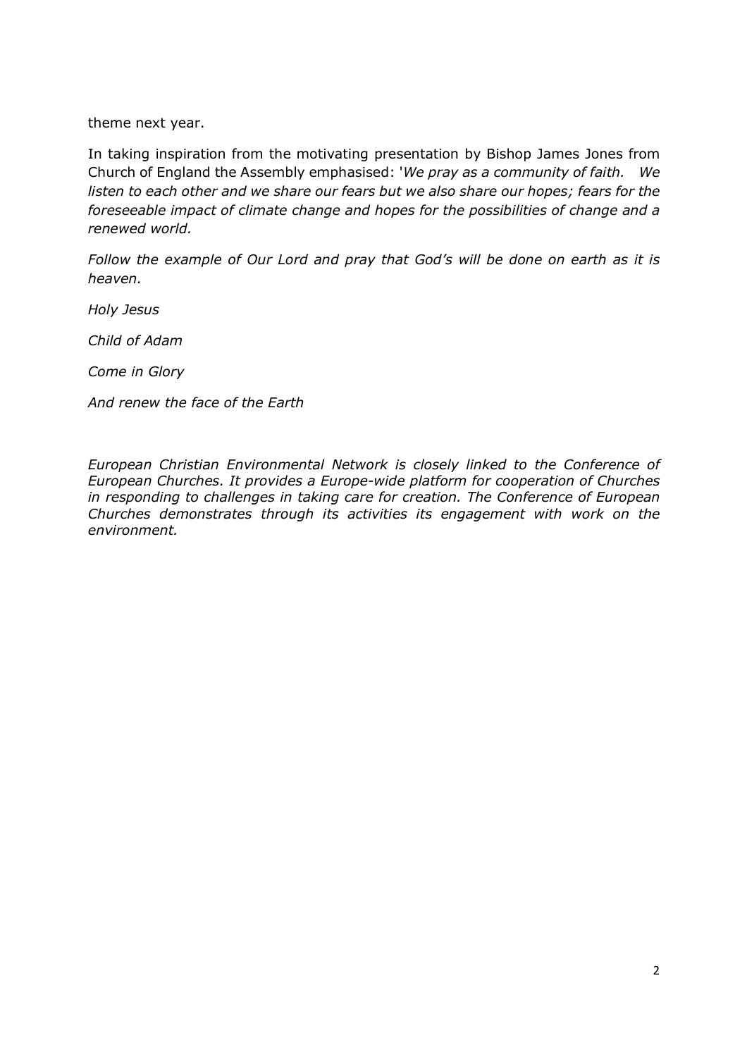theme next year.

In taking inspiration from the motivating presentation by Bishop James Jones from Church of England the Assembly emphasised: '*We pray as a community of faith. We listen to each other and we share our fears but we also share our hopes; fears for the foreseeable impact of climate change and hopes for the possibilities of change and a renewed world.*

*Follow the example of Our Lord and pray that God's will be done on earth as it is heaven.*

*Holy Jesus*

*Child of Adam*

*Come in Glory*

*And renew the face of the Earth*

*European Christian Environmental Network is closely linked to the Conference of European Churches. It provides a Europe-wide platform for cooperation of Churches in responding to challenges in taking care for creation. The Conference of European Churches demonstrates through its activities its engagement with work on the environment.*